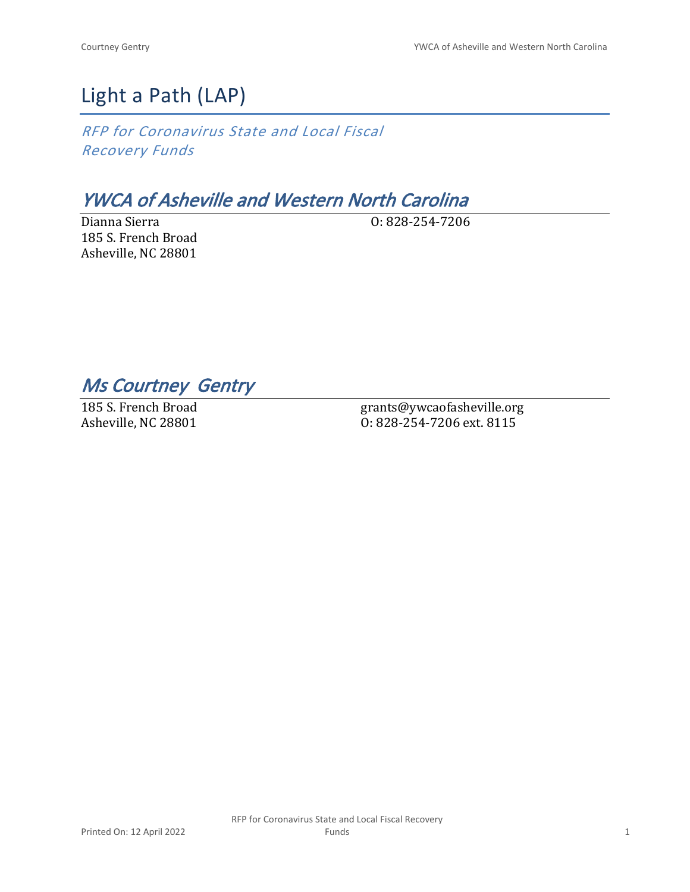# Light a Path (LAP)

*RFP for Coronavirus State and Local Fiscal Recovery Funds*

## *YWCA of Asheville and Western North Carolina*

Dianna Sierra
185 S. French Broad
Asheville, NC 28801

O: 828-254-7206

## *Ms Courtney Gentry*

185 S. French Broad
Asheville, NC 28801

grants@ywcaofasheville.org
O: 828-254-7206 ext. 8115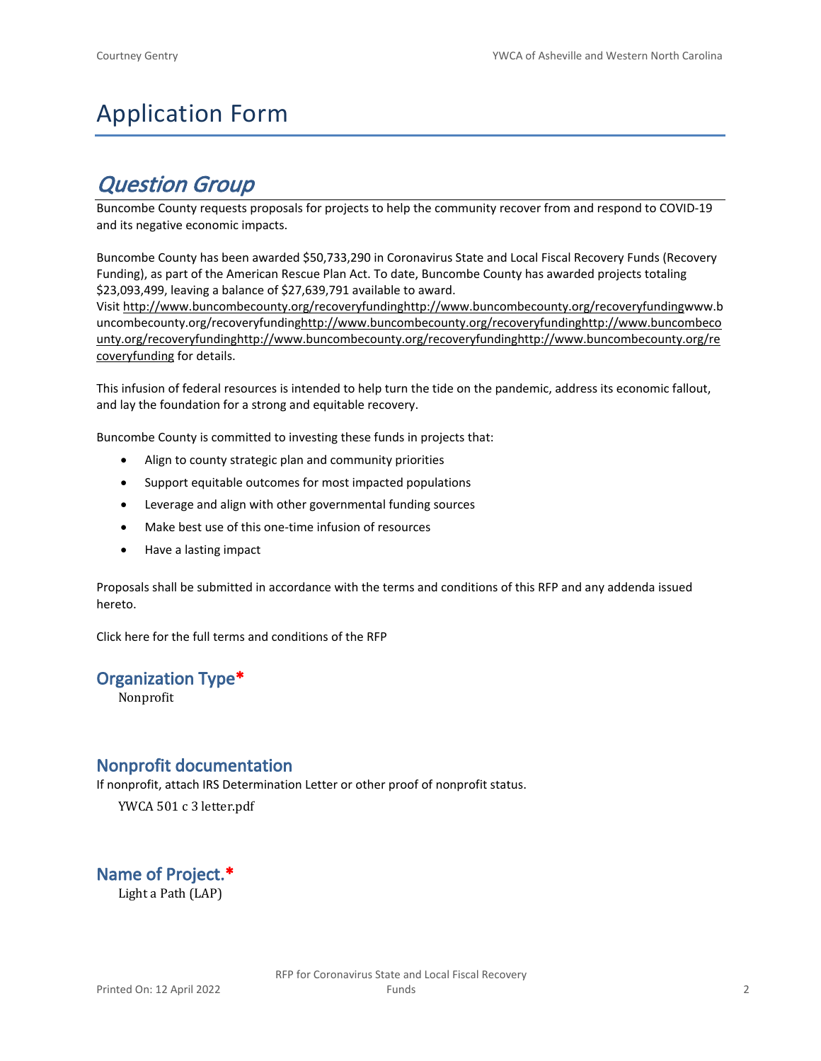# Application Form

## *Question Group*

Buncombe County requests proposals for projects to help the community recover from and respond to COVID-19 and its negative economic impacts.

Buncombe County has been awarded $50,733,290 in Coronavirus State and Local Fiscal Recovery Funds (Recovery Funding), as part of the American Rescue Plan Act. To date, Buncombe County has awarded projects totaling $23,093,499, leaving a balance of $27,639,791 available to award.
Visit http://www.buncombecounty.org/recoveryfundinghttp://www.buncombecounty.org/recoveryfundingwww.buncombecounty.org/recoveryfundinghttp://www.buncombecounty.org/recoveryfundinghttp://www.buncombecounty.org/recoveryfundinghttp://www.buncombecounty.org/recoveryfundinghttp://www.buncombecounty.org/recoveryfunding for details.

This infusion of federal resources is intended to help turn the tide on the pandemic, address its economic fallout, and lay the foundation for a strong and equitable recovery.

Buncombe County is committed to investing these funds in projects that:

- Align to county strategic plan and community priorities
- Support equitable outcomes for most impacted populations
- Leverage and align with other governmental funding sources
- Make best use of this one-time infusion of resources
- Have a lasting impact

Proposals shall be submitted in accordance with the terms and conditions of this RFP and any addenda issued hereto.

Click here for the full terms and conditions of the RFP

### Organization Type*

Nonprofit

### Nonprofit documentation

If nonprofit, attach IRS Determination Letter or other proof of nonprofit status.

YWCA 501 c 3 letter.pdf

### Name of Project.*

Light a Path (LAP)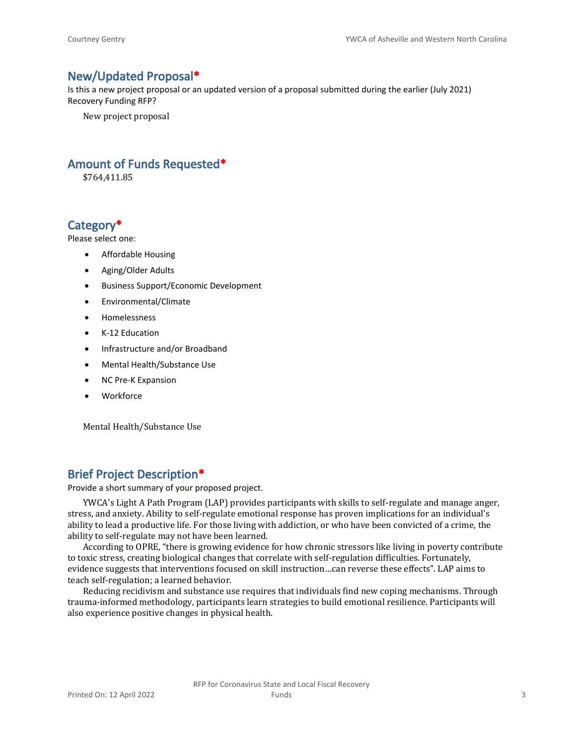## New/Updated Proposal*

Is this a new project proposal or an updated version of a proposal submitted during the earlier (July 2021) Recovery Funding RFP?

New project proposal

## Amount of Funds Requested*

$764,411.85

## Category*

Please select one:

- Affordable Housing
- Aging/Older Adults
- Business Support/Economic Development
- Environmental/Climate
- Homelessness
- K-12 Education
- Infrastructure and/or Broadband
- Mental Health/Substance Use
- NC Pre-K Expansion
- Workforce

Mental Health/Substance Use

## Brief Project Description*

Provide a short summary of your proposed project.

YWCA's Light A Path Program (LAP) provides participants with skills to self-regulate and manage anger, stress, and anxiety. Ability to self-regulate emotional response has proven implications for an individual's ability to lead a productive life. For those living with addiction, or who have been convicted of a crime, the ability to self-regulate may not have been learned.

According to OPRE, "there is growing evidence for how chronic stressors like living in poverty contribute to toxic stress, creating biological changes that correlate with self-regulation difficulties. Fortunately, evidence suggests that interventions focused on skill instruction...can reverse these effects". LAP aims to teach self-regulation; a learned behavior.

Reducing recidivism and substance use requires that individuals find new coping mechanisms. Through trauma-informed methodology, participants learn strategies to build emotional resilience. Participants will also experience positive changes in physical health.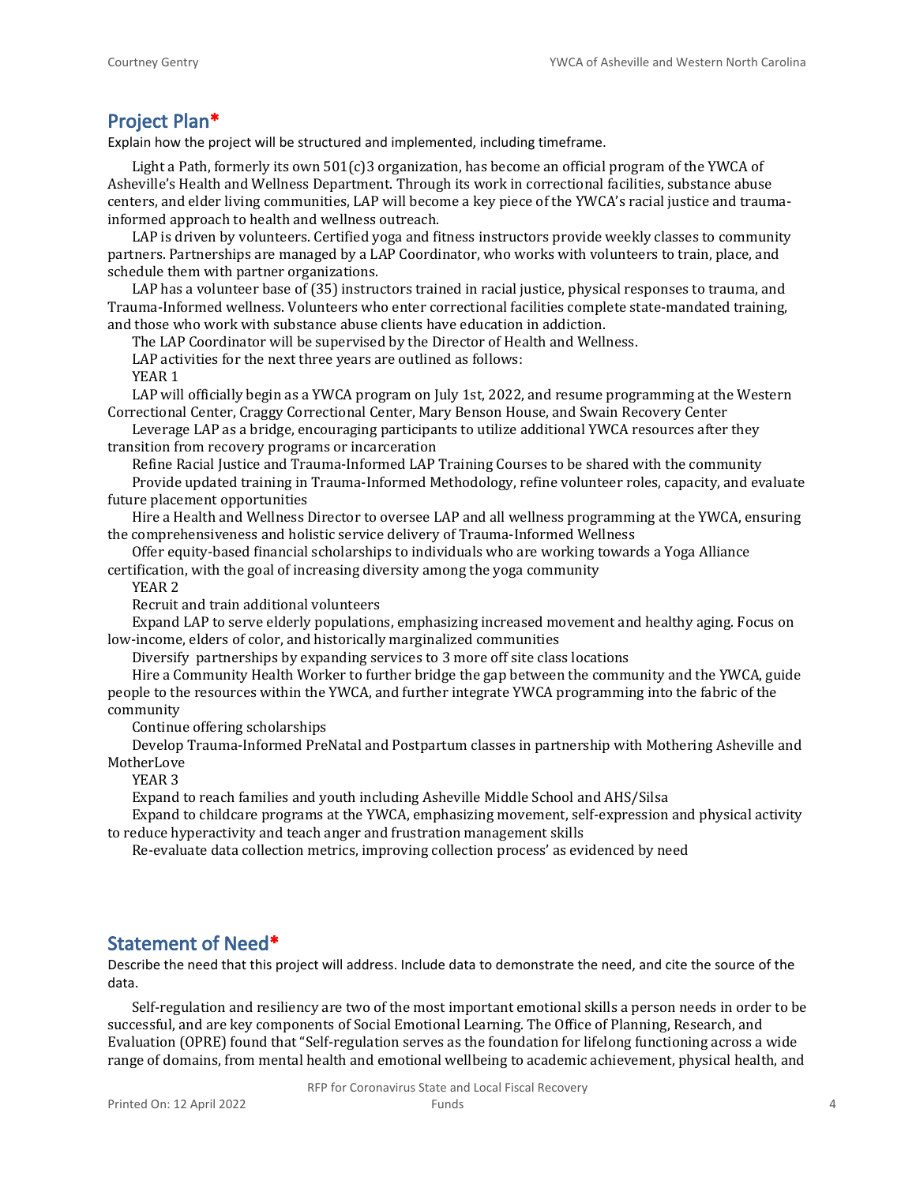## Project Plan*

Explain how the project will be structured and implemented, including timeframe.

Light a Path, formerly its own 501(c)3 organization, has become an official program of the YWCA of Asheville's Health and Wellness Department. Through its work in correctional facilities, substance abuse centers, and elder living communities, LAP will become a key piece of the YWCA's racial justice and trauma-informed approach to health and wellness outreach.

LAP is driven by volunteers. Certified yoga and fitness instructors provide weekly classes to community partners. Partnerships are managed by a LAP Coordinator, who works with volunteers to train, place, and schedule them with partner organizations.

LAP has a volunteer base of (35) instructors trained in racial justice, physical responses to trauma, and Trauma-Informed wellness. Volunteers who enter correctional facilities complete state-mandated training, and those who work with substance abuse clients have education in addiction.

The LAP Coordinator will be supervised by the Director of Health and Wellness.

LAP activities for the next three years are outlined as follows:

YEAR 1

LAP will officially begin as a YWCA program on July 1st, 2022, and resume programming at the Western Correctional Center, Craggy Correctional Center, Mary Benson House, and Swain Recovery Center

Leverage LAP as a bridge, encouraging participants to utilize additional YWCA resources after they transition from recovery programs or incarceration

Refine Racial Justice and Trauma-Informed LAP Training Courses to be shared with the community

Provide updated training in Trauma-Informed Methodology, refine volunteer roles, capacity, and evaluate future placement opportunities

Hire a Health and Wellness Director to oversee LAP and all wellness programming at the YWCA, ensuring the comprehensiveness and holistic service delivery of Trauma-Informed Wellness

Offer equity-based financial scholarships to individuals who are working towards a Yoga Alliance certification, with the goal of increasing diversity among the yoga community

YEAR 2

Recruit and train additional volunteers

Expand LAP to serve elderly populations, emphasizing increased movement and healthy aging. Focus on low-income, elders of color, and historically marginalized communities

Diversify partnerships by expanding services to 3 more off site class locations

Hire a Community Health Worker to further bridge the gap between the community and the YWCA, guide people to the resources within the YWCA, and further integrate YWCA programming into the fabric of the community

Continue offering scholarships

Develop Trauma-Informed PreNatal and Postpartum classes in partnership with Mothering Asheville and MotherLove

YEAR 3

Expand to reach families and youth including Asheville Middle School and AHS/Silsa

Expand to childcare programs at the YWCA, emphasizing movement, self-expression and physical activity to reduce hyperactivity and teach anger and frustration management skills

Re-evaluate data collection metrics, improving collection process' as evidenced by need

## Statement of Need*

Describe the need that this project will address. Include data to demonstrate the need, and cite the source of the data.

Self-regulation and resiliency are two of the most important emotional skills a person needs in order to be successful, and are key components of Social Emotional Learning. The Office of Planning, Research, and Evaluation (OPRE) found that "Self-regulation serves as the foundation for lifelong functioning across a wide range of domains, from mental health and emotional wellbeing to academic achievement, physical health, and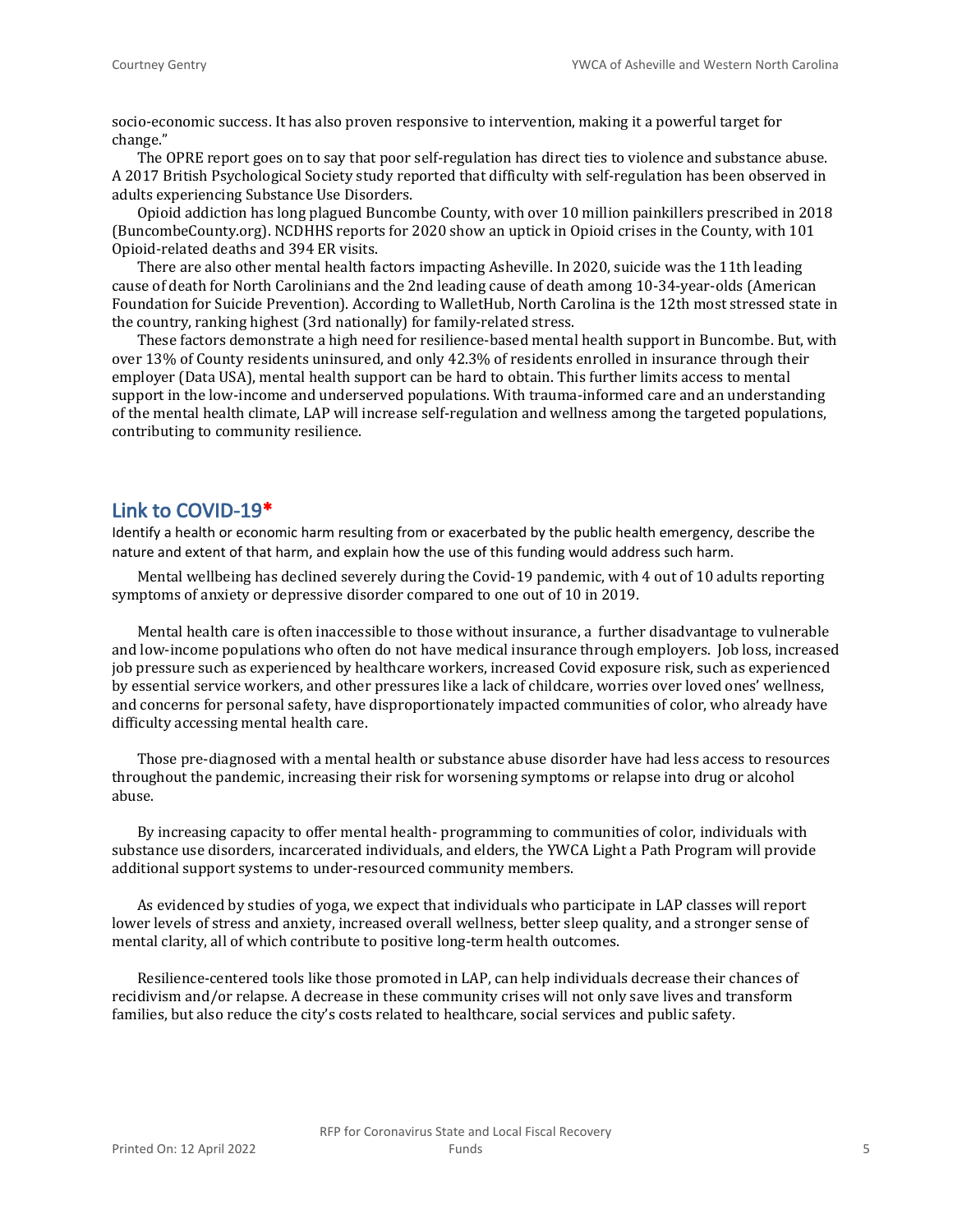socio-economic success. It has also proven responsive to intervention, making it a powerful target for change."

The OPRE report goes on to say that poor self-regulation has direct ties to violence and substance abuse. A 2017 British Psychological Society study reported that difficulty with self-regulation has been observed in adults experiencing Substance Use Disorders.

Opioid addiction has long plagued Buncombe County, with over 10 million painkillers prescribed in 2018 (BuncombeCounty.org). NCDHHS reports for 2020 show an uptick in Opioid crises in the County, with 101 Opioid-related deaths and 394 ER visits.

There are also other mental health factors impacting Asheville. In 2020, suicide was the 11th leading cause of death for North Carolinians and the 2nd leading cause of death among 10-34-year-olds (American Foundation for Suicide Prevention). According to WalletHub, North Carolina is the 12th most stressed state in the country, ranking highest (3rd nationally) for family-related stress.

These factors demonstrate a high need for resilience-based mental health support in Buncombe. But, with over 13% of County residents uninsured, and only 42.3% of residents enrolled in insurance through their employer (Data USA), mental health support can be hard to obtain. This further limits access to mental support in the low-income and underserved populations. With trauma-informed care and an understanding of the mental health climate, LAP will increase self-regulation and wellness among the targeted populations, contributing to community resilience.

## Link to COVID-19*

Identify a health or economic harm resulting from or exacerbated by the public health emergency, describe the nature and extent of that harm, and explain how the use of this funding would address such harm.

Mental wellbeing has declined severely during the Covid-19 pandemic, with 4 out of 10 adults reporting symptoms of anxiety or depressive disorder compared to one out of 10 in 2019.

Mental health care is often inaccessible to those without insurance, a further disadvantage to vulnerable and low-income populations who often do not have medical insurance through employers. Job loss, increased job pressure such as experienced by healthcare workers, increased Covid exposure risk, such as experienced by essential service workers, and other pressures like a lack of childcare, worries over loved ones' wellness, and concerns for personal safety, have disproportionately impacted communities of color, who already have difficulty accessing mental health care.

Those pre-diagnosed with a mental health or substance abuse disorder have had less access to resources throughout the pandemic, increasing their risk for worsening symptoms or relapse into drug or alcohol abuse.

By increasing capacity to offer mental health- programming to communities of color, individuals with substance use disorders, incarcerated individuals, and elders, the YWCA Light a Path Program will provide additional support systems to under-resourced community members.

As evidenced by studies of yoga, we expect that individuals who participate in LAP classes will report lower levels of stress and anxiety, increased overall wellness, better sleep quality, and a stronger sense of mental clarity, all of which contribute to positive long-term health outcomes.

Resilience-centered tools like those promoted in LAP, can help individuals decrease their chances of recidivism and/or relapse. A decrease in these community crises will not only save lives and transform families, but also reduce the city's costs related to healthcare, social services and public safety.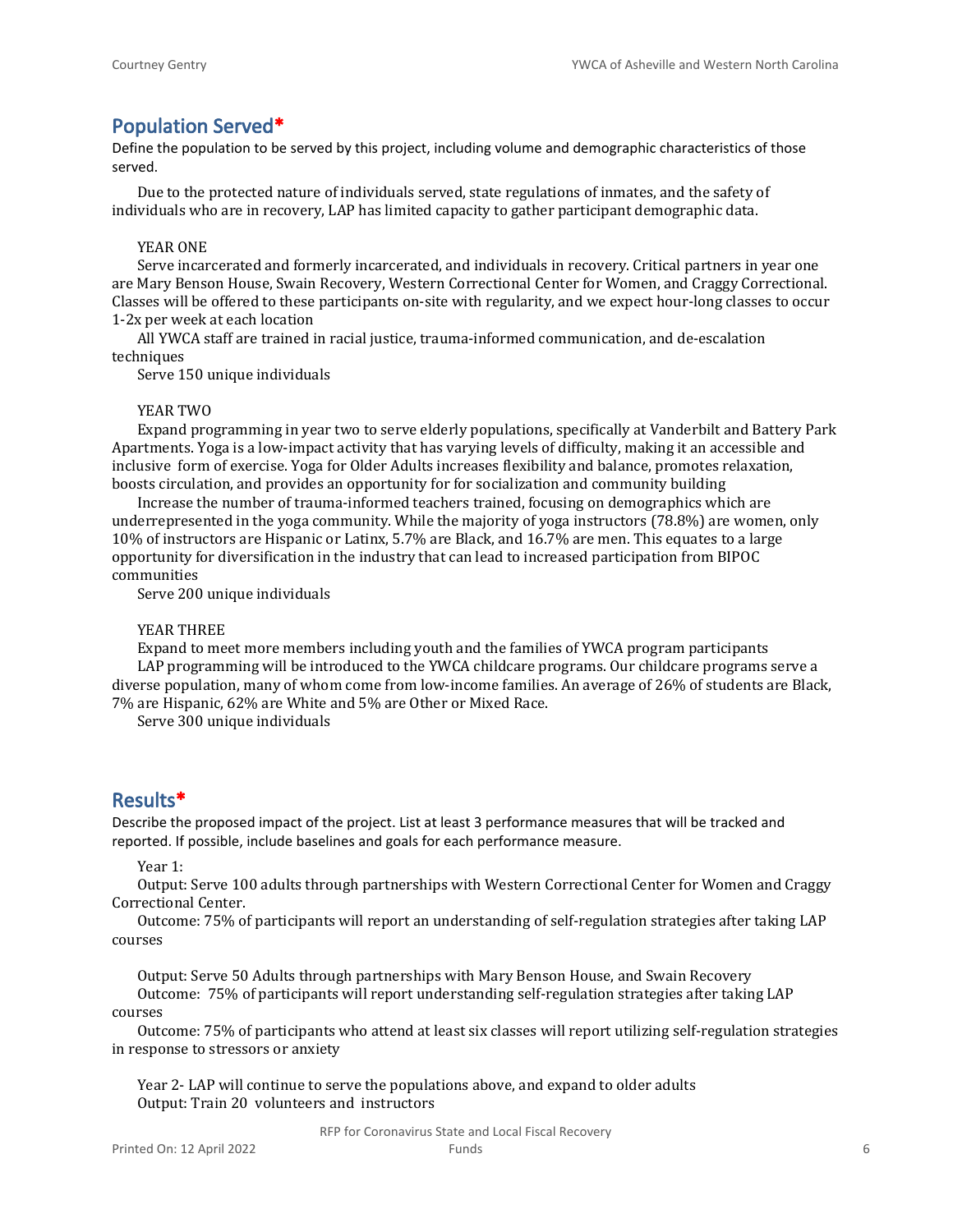## Population Served*

Define the population to be served by this project, including volume and demographic characteristics of those served.

Due to the protected nature of individuals served, state regulations of inmates, and the safety of individuals who are in recovery, LAP has limited capacity to gather participant demographic data.

YEAR ONE

Serve incarcerated and formerly incarcerated, and individuals in recovery. Critical partners in year one are Mary Benson House, Swain Recovery, Western Correctional Center for Women, and Craggy Correctional. Classes will be offered to these participants on-site with regularity, and we expect hour-long classes to occur 1-2x per week at each location

All YWCA staff are trained in racial justice, trauma-informed communication, and de-escalation techniques

Serve 150 unique individuals

YEAR TWO

Expand programming in year two to serve elderly populations, specifically at Vanderbilt and Battery Park Apartments. Yoga is a low-impact activity that has varying levels of difficulty, making it an accessible and inclusive form of exercise. Yoga for Older Adults increases flexibility and balance, promotes relaxation, boosts circulation, and provides an opportunity for for socialization and community building

Increase the number of trauma-informed teachers trained, focusing on demographics which are underrepresented in the yoga community. While the majority of yoga instructors (78.8%) are women, only 10% of instructors are Hispanic or Latinx, 5.7% are Black, and 16.7% are men. This equates to a large opportunity for diversification in the industry that can lead to increased participation from BIPOC communities

Serve 200 unique individuals

YEAR THREE

Expand to meet more members including youth and the families of YWCA program participants

LAP programming will be introduced to the YWCA childcare programs. Our childcare programs serve a diverse population, many of whom come from low-income families. An average of 26% of students are Black, 7% are Hispanic, 62% are White and 5% are Other or Mixed Race.

Serve 300 unique individuals

## Results*

Describe the proposed impact of the project. List at least 3 performance measures that will be tracked and reported. If possible, include baselines and goals for each performance measure.

Year 1:

Output: Serve 100 adults through partnerships with Western Correctional Center for Women and Craggy Correctional Center.

Outcome: 75% of participants will report an understanding of self-regulation strategies after taking LAP courses

Output: Serve 50 Adults through partnerships with Mary Benson House, and Swain Recovery

Outcome: 75% of participants will report understanding self-regulation strategies after taking LAP courses

Outcome: 75% of participants who attend at least six classes will report utilizing self-regulation strategies in response to stressors or anxiety

Year 2- LAP will continue to serve the populations above, and expand to older adults

Output: Train 20 volunteers and instructors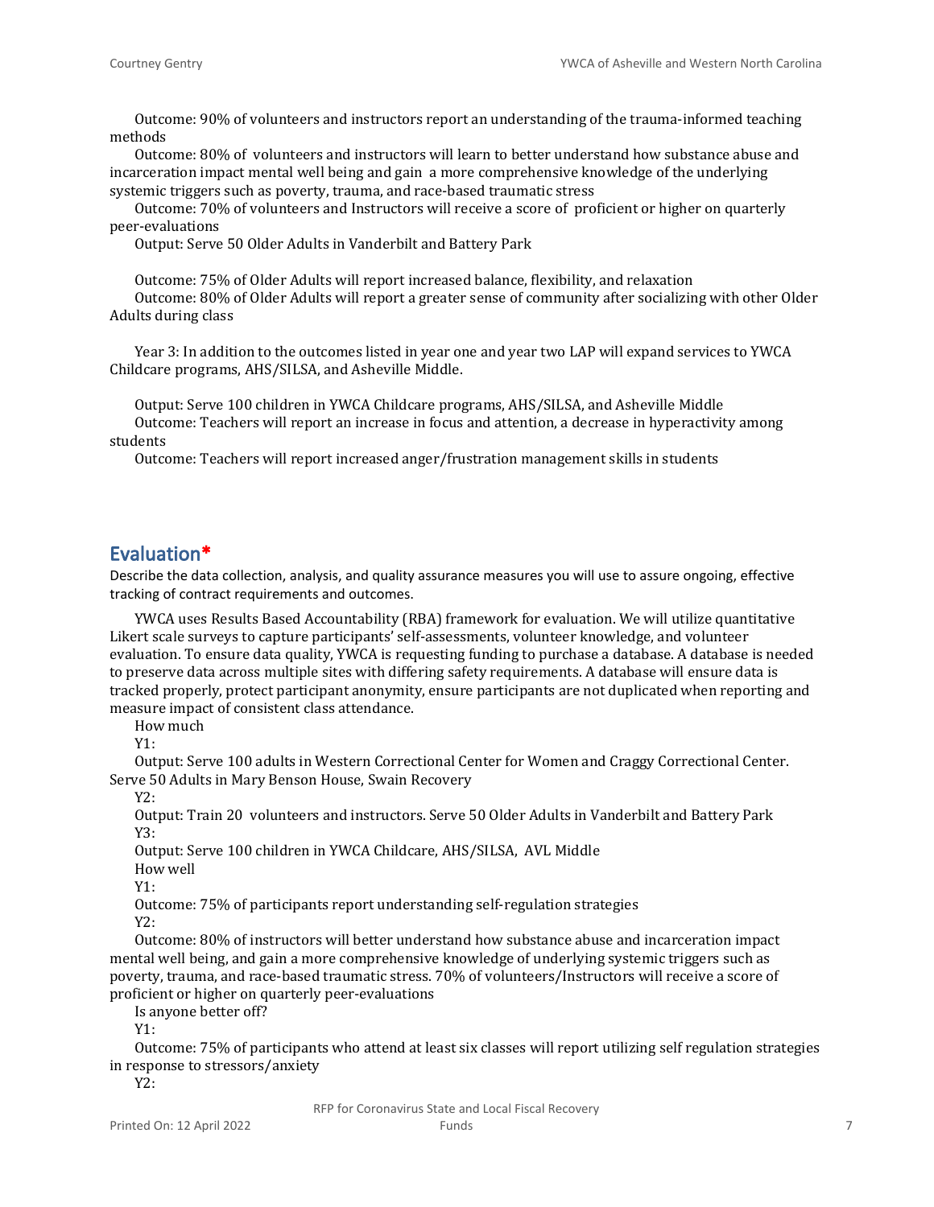Outcome: 90% of volunteers and instructors report an understanding of the trauma-informed teaching methods

Outcome: 80% of volunteers and instructors will learn to better understand how substance abuse and incarceration impact mental well being and gain a more comprehensive knowledge of the underlying systemic triggers such as poverty, trauma, and race-based traumatic stress

Outcome: 70% of volunteers and Instructors will receive a score of proficient or higher on quarterly peer-evaluations

Output: Serve 50 Older Adults in Vanderbilt and Battery Park

Outcome: 75% of Older Adults will report increased balance, flexibility, and relaxation

Outcome: 80% of Older Adults will report a greater sense of community after socializing with other Older Adults during class

Year 3: In addition to the outcomes listed in year one and year two LAP will expand services to YWCA Childcare programs, AHS/SILSA, and Asheville Middle.

Output: Serve 100 children in YWCA Childcare programs, AHS/SILSA, and Asheville Middle

Outcome: Teachers will report an increase in focus and attention, a decrease in hyperactivity among students

Outcome: Teachers will report increased anger/frustration management skills in students

## Evaluation*

Describe the data collection, analysis, and quality assurance measures you will use to assure ongoing, effective tracking of contract requirements and outcomes.

YWCA uses Results Based Accountability (RBA) framework for evaluation. We will utilize quantitative Likert scale surveys to capture participants' self-assessments, volunteer knowledge, and volunteer evaluation. To ensure data quality, YWCA is requesting funding to purchase a database. A database is needed to preserve data across multiple sites with differing safety requirements. A database will ensure data is tracked properly, protect participant anonymity, ensure participants are not duplicated when reporting and measure impact of consistent class attendance.

How much

Y1:

Output: Serve 100 adults in Western Correctional Center for Women and Craggy Correctional Center. Serve 50 Adults in Mary Benson House, Swain Recovery

Y2:

Output: Train 20 volunteers and instructors. Serve 50 Older Adults in Vanderbilt and Battery Park

Y3:

Output: Serve 100 children in YWCA Childcare, AHS/SILSA, AVL Middle

How well

Y1:

Outcome: 75% of participants report understanding self-regulation strategies

Y2:

Outcome: 80% of instructors will better understand how substance abuse and incarceration impact mental well being, and gain a more comprehensive knowledge of underlying systemic triggers such as poverty, trauma, and race-based traumatic stress. 70% of volunteers/Instructors will receive a score of proficient or higher on quarterly peer-evaluations

Is anyone better off?

Y1:

Outcome: 75% of participants who attend at least six classes will report utilizing self regulation strategies in response to stressors/anxiety

Y2: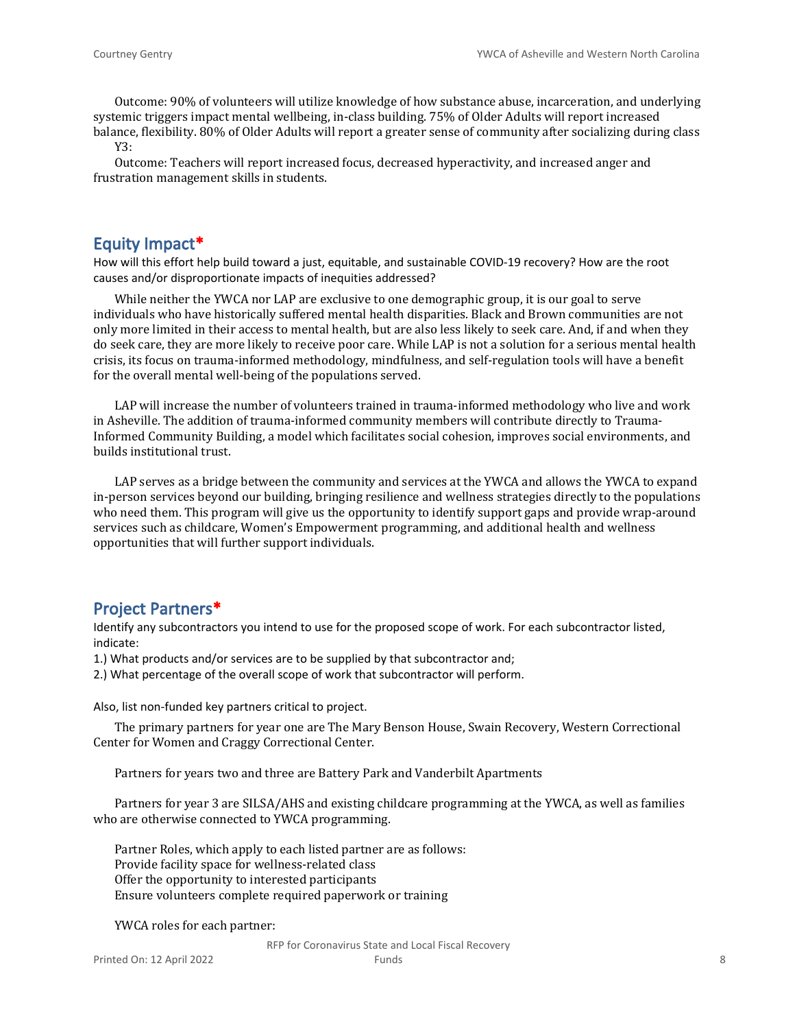Outcome: 90% of volunteers will utilize knowledge of how substance abuse, incarceration, and underlying systemic triggers impact mental wellbeing, in-class building. 75% of Older Adults will report increased balance, flexibility. 80% of Older Adults will report a greater sense of community after socializing during class

Y3:

Outcome: Teachers will report increased focus, decreased hyperactivity, and increased anger and frustration management skills in students.

## Equity Impact*

How will this effort help build toward a just, equitable, and sustainable COVID-19 recovery? How are the root causes and/or disproportionate impacts of inequities addressed?

While neither the YWCA nor LAP are exclusive to one demographic group, it is our goal to serve individuals who have historically suffered mental health disparities. Black and Brown communities are not only more limited in their access to mental health, but are also less likely to seek care. And, if and when they do seek care, they are more likely to receive poor care. While LAP is not a solution for a serious mental health crisis, its focus on trauma-informed methodology, mindfulness, and self-regulation tools will have a benefit for the overall mental well-being of the populations served.

LAP will increase the number of volunteers trained in trauma-informed methodology who live and work in Asheville. The addition of trauma-informed community members will contribute directly to Trauma-Informed Community Building, a model which facilitates social cohesion, improves social environments, and builds institutional trust.

LAP serves as a bridge between the community and services at the YWCA and allows the YWCA to expand in-person services beyond our building, bringing resilience and wellness strategies directly to the populations who need them. This program will give us the opportunity to identify support gaps and provide wrap-around services such as childcare, Women's Empowerment programming, and additional health and wellness opportunities that will further support individuals.

## Project Partners*

Identify any subcontractors you intend to use for the proposed scope of work. For each subcontractor listed, indicate:

1.) What products and/or services are to be supplied by that subcontractor and;

2.) What percentage of the overall scope of work that subcontractor will perform.

Also, list non-funded key partners critical to project.

The primary partners for year one are The Mary Benson House, Swain Recovery, Western Correctional Center for Women and Craggy Correctional Center.

Partners for years two and three are Battery Park and Vanderbilt Apartments

Partners for year 3 are SILSA/AHS and existing childcare programming at the YWCA, as well as families who are otherwise connected to YWCA programming.

Partner Roles, which apply to each listed partner are as follows:
Provide facility space for wellness-related class
Offer the opportunity to interested participants
Ensure volunteers complete required paperwork or training

YWCA roles for each partner: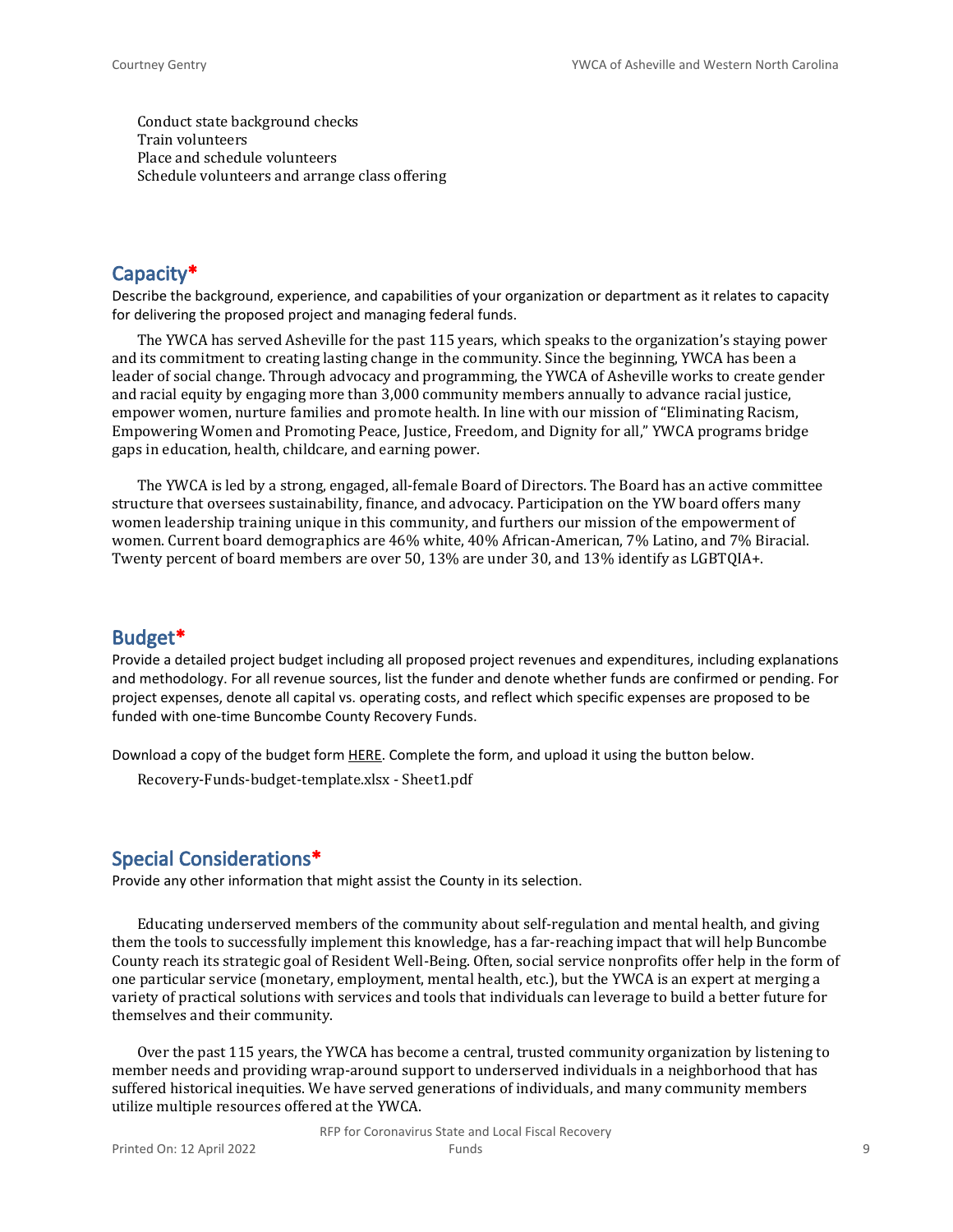Conduct state background checks
Train volunteers
Place and schedule volunteers
Schedule volunteers and arrange class offering

## Capacity*

Describe the background, experience, and capabilities of your organization or department as it relates to capacity for delivering the proposed project and managing federal funds.

The YWCA has served Asheville for the past 115 years, which speaks to the organization's staying power and its commitment to creating lasting change in the community. Since the beginning, YWCA has been a leader of social change. Through advocacy and programming, the YWCA of Asheville works to create gender and racial equity by engaging more than 3,000 community members annually to advance racial justice, empower women, nurture families and promote health. In line with our mission of "Eliminating Racism, Empowering Women and Promoting Peace, Justice, Freedom, and Dignity for all," YWCA programs bridge gaps in education, health, childcare, and earning power.

The YWCA is led by a strong, engaged, all-female Board of Directors. The Board has an active committee structure that oversees sustainability, finance, and advocacy. Participation on the YW board offers many women leadership training unique in this community, and furthers our mission of the empowerment of women. Current board demographics are 46% white, 40% African-American, 7% Latino, and 7% Biracial. Twenty percent of board members are over 50, 13% are under 30, and 13% identify as LGBTQIA+.

## Budget*

Provide a detailed project budget including all proposed project revenues and expenditures, including explanations and methodology. For all revenue sources, list the funder and denote whether funds are confirmed or pending. For project expenses, denote all capital vs. operating costs, and reflect which specific expenses are proposed to be funded with one-time Buncombe County Recovery Funds.

Download a copy of the budget form HERE. Complete the form, and upload it using the button below.

Recovery-Funds-budget-template.xlsx - Sheet1.pdf

## Special Considerations*

Provide any other information that might assist the County in its selection.

Educating underserved members of the community about self-regulation and mental health, and giving them the tools to successfully implement this knowledge, has a far-reaching impact that will help Buncombe County reach its strategic goal of Resident Well-Being. Often, social service nonprofits offer help in the form of one particular service (monetary, employment, mental health, etc.), but the YWCA is an expert at merging a variety of practical solutions with services and tools that individuals can leverage to build a better future for themselves and their community.

Over the past 115 years, the YWCA has become a central, trusted community organization by listening to member needs and providing wrap-around support to underserved individuals in a neighborhood that has suffered historical inequities. We have served generations of individuals, and many community members utilize multiple resources offered at the YWCA.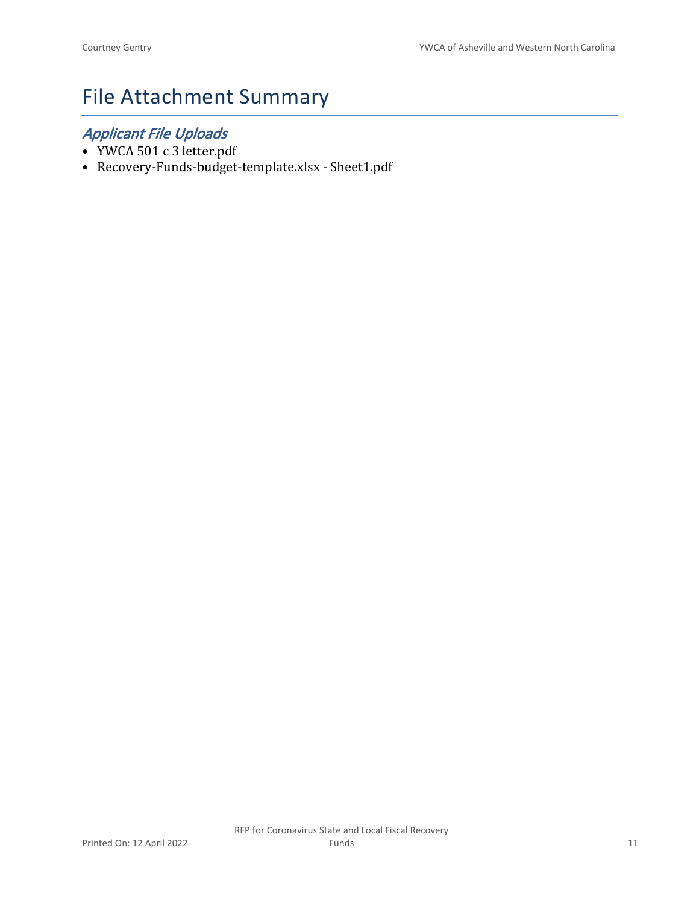# File Attachment Summary

## *Applicant File Uploads*

- YWCA 501 c 3 letter.pdf
- Recovery-Funds-budget-template.xlsx - Sheet1.pdf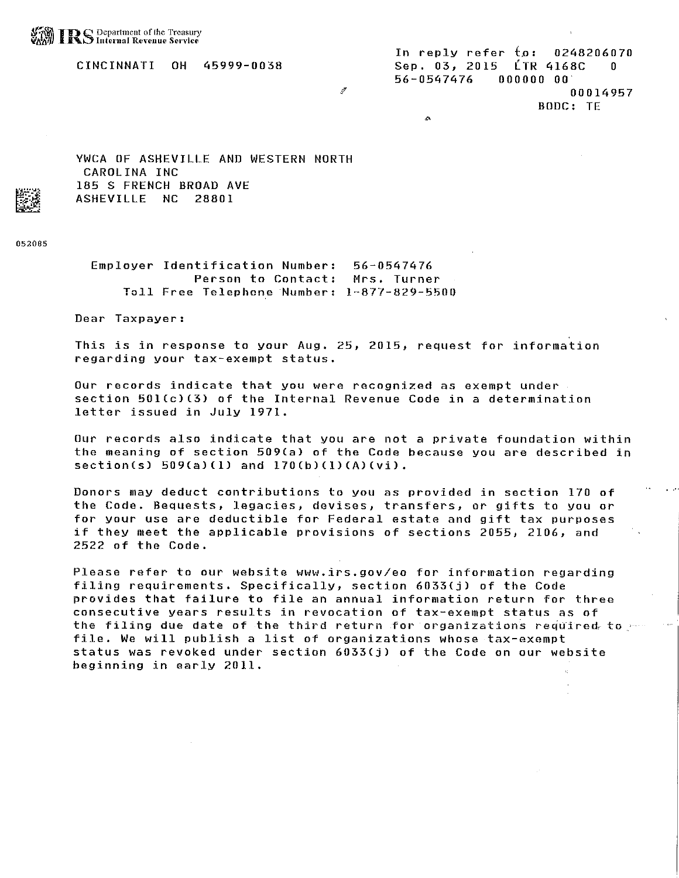**IRS** Department of the Treasury
Internal Revenue Service

CINCINNATI OH 45999-0038

In reply refer to: 0248206070
Sep. 03, 2015 LTR 4168C 0
56-0547476 000000 00
00014957
BODC: TE

YWCA OF ASHEVILLE AND WESTERN NORTH
CAROLINA INC
185 S FRENCH BROAD AVE
ASHEVILLE NC 28801

052085

Employer Identification Number: 56-0547476
Person to Contact: Mrs. Turner
Toll Free Telephone Number: 1-877-829-5500

Dear Taxpayer:

This is in response to your Aug. 25, 2015, request for information regarding your tax-exempt status.

Our records indicate that you were recognized as exempt under section 501(c)(3) of the Internal Revenue Code in a determination letter issued in July 1971.

Our records also indicate that you are not a private foundation within the meaning of section 509(a) of the Code because you are described in section(s) 509(a)(1) and 170(b)(1)(A)(vi).

Donors may deduct contributions to you as provided in section 170 of the Code. Bequests, legacies, devises, transfers, or gifts to you or for your use are deductible for Federal estate and gift tax purposes if they meet the applicable provisions of sections 2055, 2106, and 2522 of the Code.

Please refer to our website www.irs.gov/eo for information regarding filing requirements. Specifically, section 6033(j) of the Code provides that failure to file an annual information return for three consecutive years results in revocation of tax-exempt status as of the filing due date of the third return for organizations required to file. We will publish a list of organizations whose tax-exempt status was revoked under section 6033(j) of the Code on our website beginning in early 2011.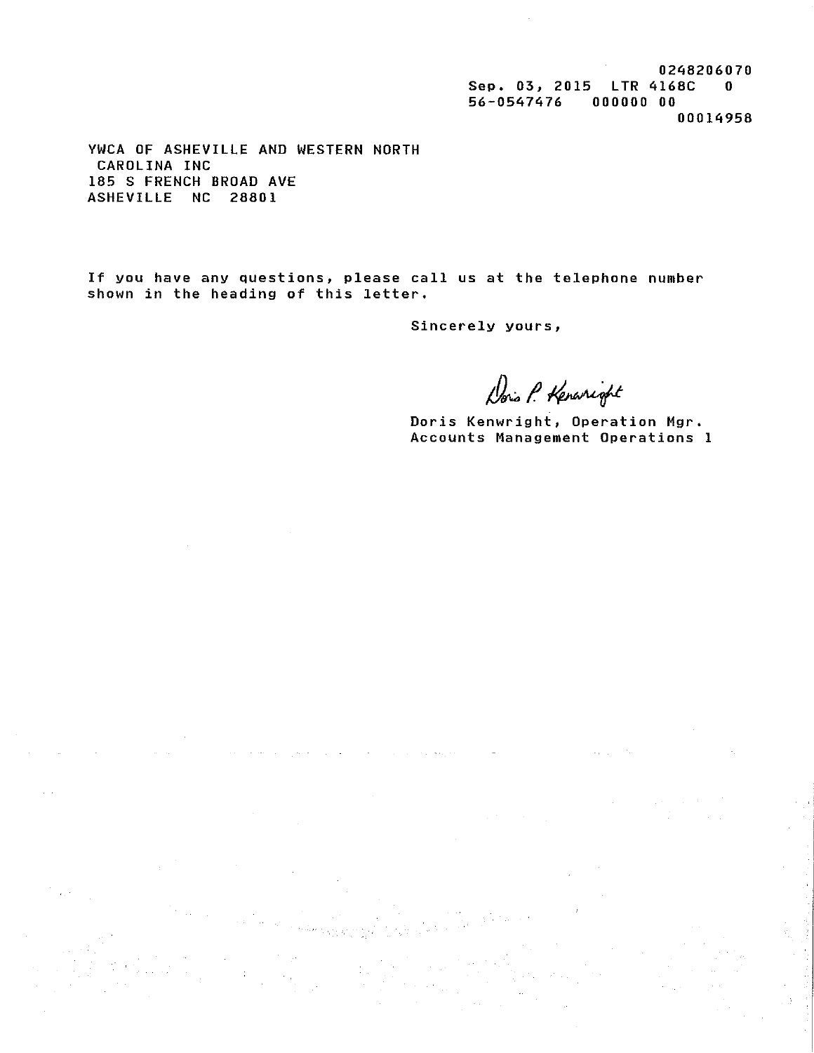0248206070
Sep. 03, 2015 LTR 4168C 0
56-0547476 000000 00
00014958

YWCA OF ASHEVILLE AND WESTERN NORTH
CAROLINA INC
185 S FRENCH BROAD AVE
ASHEVILLE NC 28801

If you have any questions, please call us at the telephone number shown in the heading of this letter.

Sincerely yours,

Doris P. Kenwright

Doris Kenwright, Operation Mgr.
Accounts Management Operations 1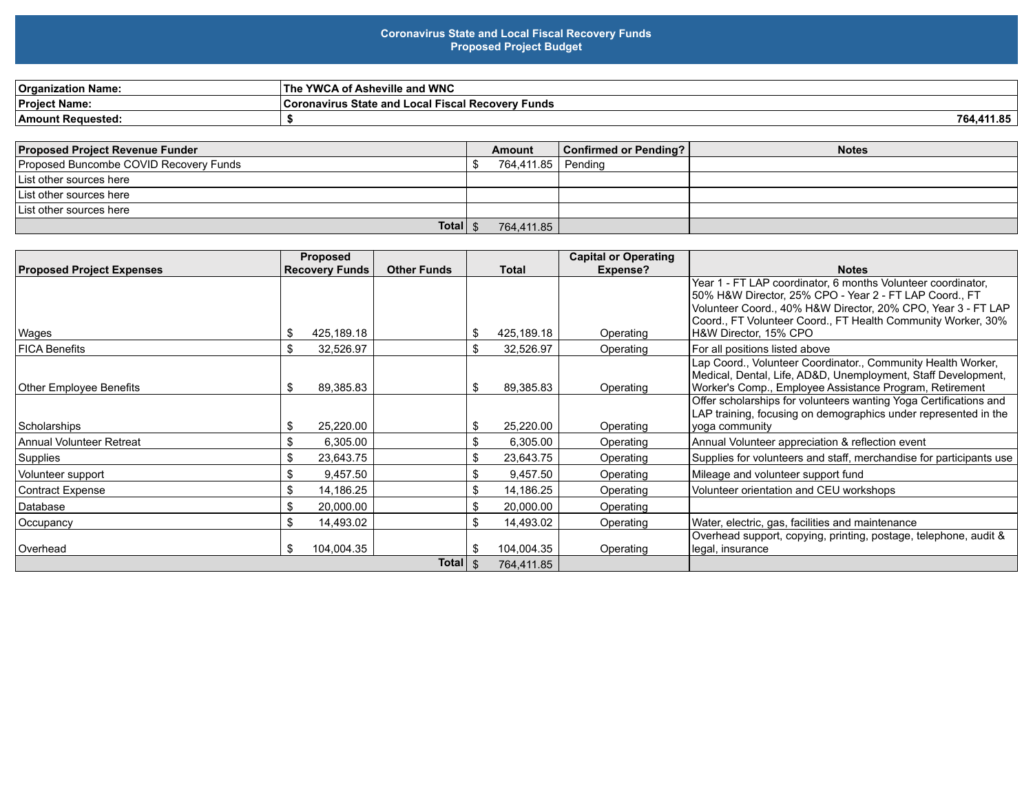# Coronavirus State and Local Fiscal Recovery Funds
## Proposed Project Budget

| | |
|---|---|
| **Organization Name:** | **The YWCA of Asheville and WNC** |
| **Project Name:** | **Coronavirus State and Local Fiscal Recovery Funds** |
| **Amount Requested:** | **$ 764,411.85** |

| Proposed Project Revenue Funder | Amount | Confirmed or Pending? | Notes |
|---|---|---|---|
| Proposed Buncombe COVID Recovery Funds | $ 764,411.85 | Pending | |
| List other sources here | | | |
| List other sources here | | | |
| List other sources here | | | |
| **Total** | $ 764,411.85 | | |

| Proposed Project Expenses | Proposed Recovery Funds | Other Funds | Total | Capital or Operating Expense? | Notes |
|---|---|---|---|---|---|
| Wages | $ 425,189.18 | | $ 425,189.18 | Operating | Year 1 - FT LAP coordinator, 6 months Volunteer coordinator, 50% H&W Director, 25% CPO - Year 2 - FT LAP Coord., FT Volunteer Coord., 40% H&W Director, 20% CPO, Year 3 - FT LAP Coord., FT Volunteer Coord., FT Health Community Worker, 30% H&W Director, 15% CPO |
| FICA Benefits | $ 32,526.97 | | $ 32,526.97 | Operating | For all positions listed above |
| Other Employee Benefits | $ 89,385.83 | | $ 89,385.83 | Operating | Lap Coord., Volunteer Coordinator., Community Health Worker, Medical, Dental, Life, AD&D, Unemployment, Staff Development, Worker's Comp., Employee Assistance Program, Retirement |
| Scholarships | $ 25,220.00 | | $ 25,220.00 | Operating | Offer scholarships for volunteers wanting Yoga Certifications and LAP training, focusing on demographics under represented in the yoga community |
| Annual Volunteer Retreat | $ 6,305.00 | | $ 6,305.00 | Operating | Annual Volunteer appreciation & reflection event |
| Supplies | $ 23,643.75 | | $ 23,643.75 | Operating | Supplies for volunteers and staff, merchandise for participants use |
| Volunteer support | $ 9,457.50 | | $ 9,457.50 | Operating | Mileage and volunteer support fund |
| Contract Expense | $ 14,186.25 | | $ 14,186.25 | Operating | Volunteer orientation and CEU workshops |
| Database | $ 20,000.00 | | $ 20,000.00 | Operating | |
| Occupancy | $ 14,493.02 | | $ 14,493.02 | Operating | Water, electric, gas, facilities and maintenance |
| Overhead | $ 104,004.35 | | $ 104,004.35 | Operating | Overhead support, copying, printing, postage, telephone, audit & legal, insurance |
| | | **Total** | $ 764,411.85 | | |